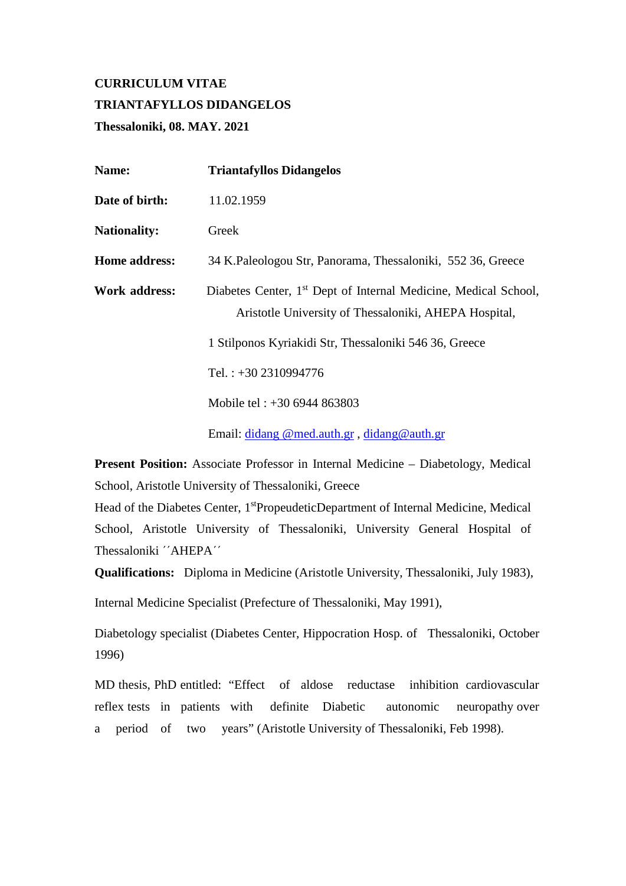**CURRICULUM VITAE**

**TRIANTAFYLLOS DIDANGELOS**

**Thessaloniki, 08. MAY. 2021**

**Name:** **Triantafyllos Didangelos**

**Date of birth:** 11.02.1959

**Nationality:** Greek

**Home address:** 34 K.Paleologou Str, Panorama, Thessaloniki, 552 36, Greece

**Work address:** Diabetes Center, 1st Dept of Internal Medicine, Medical School, Aristotle University of Thessaloniki, AHEPA Hospital,

1 Stilponos Kyriakidi Str, Thessaloniki 546 36, Greece

Tel. : +30 2310994776

Mobile tel : +30 6944 863803

Email: didang @med.auth.gr , didang@auth.gr

**Present Position:** Associate Professor in Internal Medicine – Diabetology, Medical School, Aristotle University of Thessaloniki, Greece

Head of the Diabetes Center, 1st PropeudeticDepartment of Internal Medicine, Medical School, Aristotle University of Thessaloniki, University General Hospital of Thessaloniki ΄΄AHEPA΄΄

**Qualifications:** Diploma in Medicine (Aristotle University, Thessaloniki, July 1983),

Internal Medicine Specialist (Prefecture of Thessaloniki, May 1991),

Diabetology specialist (Diabetes Center, Hippocration Hosp. of Thessaloniki, October 1996)

MD thesis, PhD entitled: “Effect of aldose reductase inhibition cardiovascular reflex tests in patients with definite Diabetic autonomic neuropathy over a period of two years” (Aristotle University of Thessaloniki, Feb 1998).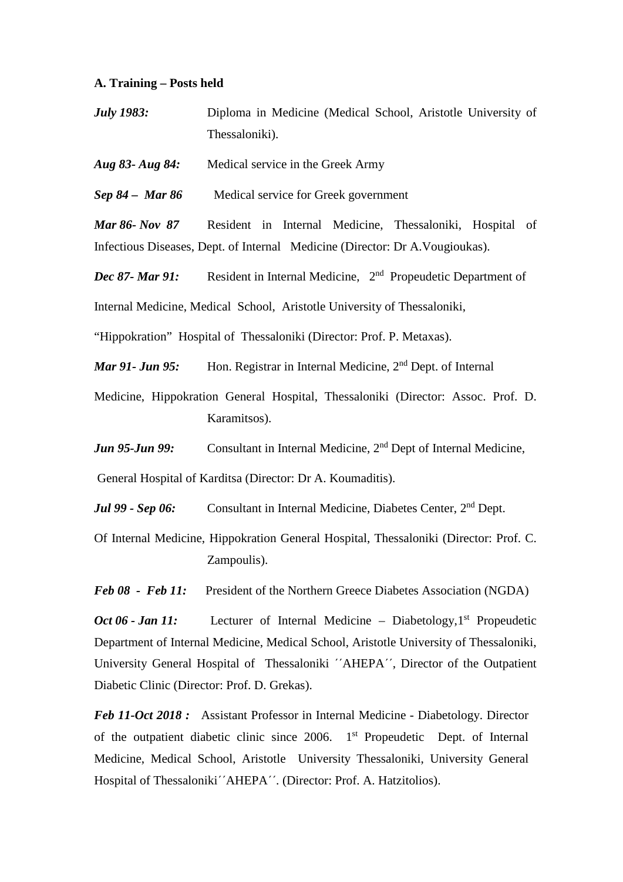**A. Training – Posts held**

***July 1983:*** Diploma in Medicine (Medical School, Aristotle University of Thessaloniki).

***Aug 83- Aug 84:*** Medical service in the Greek Army

***Sep 84 – Mar 86*** Medical service for Greek government

***Mar 86- Nov 87*** Resident in Internal Medicine, Thessaloniki, Hospital of Infectious Diseases, Dept. of Internal Medicine (Director: Dr A.Vougioukas).

***Dec 87- Mar 91:*** Resident in Internal Medicine, 2nd Propeudetic Department of Internal Medicine, Medical School, Aristotle University of Thessaloniki, "Hippokration" Hospital of Thessaloniki (Director: Prof. P. Metaxas).

***Mar 91- Jun 95:*** Hon. Registrar in Internal Medicine, 2nd Dept. of Internal Medicine, Hippokration General Hospital, Thessaloniki (Director: Assoc. Prof. D. Karamitsos).

***Jun 95-Jun 99:*** Consultant in Internal Medicine, 2nd Dept of Internal Medicine, General Hospital of Karditsa (Director: Dr A. Koumaditis).

***Jul 99 - Sep 06:*** Consultant in Internal Medicine, Diabetes Center, 2nd Dept. Of Internal Medicine, Hippokration General Hospital, Thessaloniki (Director: Prof. C. Zampoulis).

***Feb 08 - Feb 11:*** President of the Northern Greece Diabetes Association (NGDA)

***Oct 06 - Jan 11:*** Lecturer of Internal Medicine – Diabetology,1st Propeudetic Department of Internal Medicine, Medical School, Aristotle University of Thessaloniki, University General Hospital of Thessaloniki ´´AHEPA´´, Director of the Outpatient Diabetic Clinic (Director: Prof. D. Grekas).

***Feb 11-Oct 2018 :*** Assistant Professor in Internal Medicine - Diabetology. Director of the outpatient diabetic clinic since 2006. 1st Propeudetic Dept. of Internal Medicine, Medical School, Aristotle University Thessaloniki, University General Hospital of Thessaloniki´´AHEPA´´. (Director: Prof. A. Hatzitolios).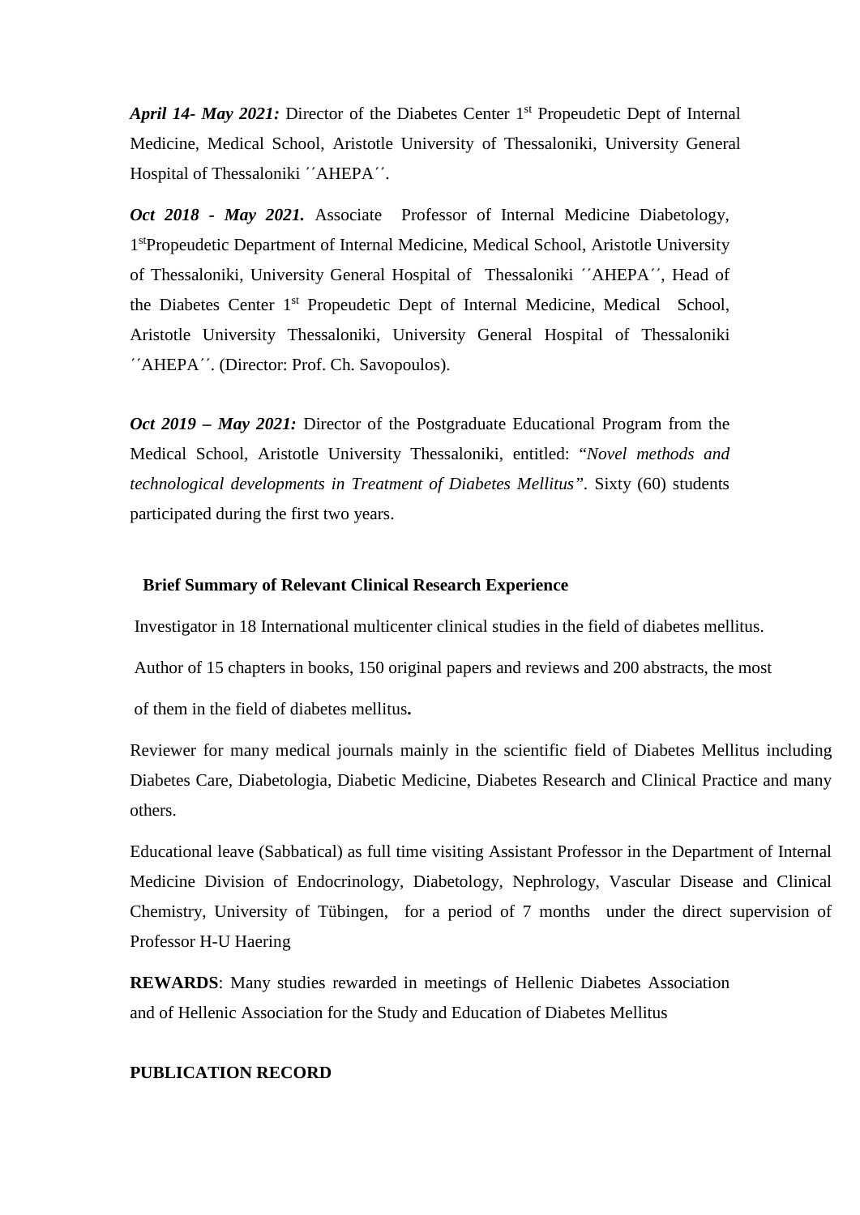***April 14- May 2021:*** Director of the Diabetes Center 1st Propeudetic Dept of Internal Medicine, Medical School, Aristotle University of Thessaloniki, University General Hospital of Thessaloniki ´´AHEPA´´.

***Oct 2018 - May 2021.*** Associate Professor of Internal Medicine Diabetology, 1stPropeudetic Department of Internal Medicine, Medical School, Aristotle University of Thessaloniki, University General Hospital of Thessaloniki ´´AHEPA´´, Head of the Diabetes Center 1st Propeudetic Dept of Internal Medicine, Medical School, Aristotle University Thessaloniki, University General Hospital of Thessaloniki ´´AHEPA´´. (Director: Prof. Ch. Savopoulos).

***Oct 2019 – May 2021:*** Director of the Postgraduate Educational Program from the Medical School, Aristotle University Thessaloniki, entitled: "*Novel methods and technological developments in Treatment of Diabetes Mellitus"*. Sixty (60) students participated during the first two years.

**Brief Summary of Relevant Clinical Research Experience**

Investigator in 18 International multicenter clinical studies in the field of diabetes mellitus.

Author of 15 chapters in books, 150 original papers and reviews and 200 abstracts, the most of them in the field of diabetes mellitus**.**

Reviewer for many medical journals mainly in the scientific field of Diabetes Mellitus including Diabetes Care, Diabetologia, Diabetic Medicine, Diabetes Research and Clinical Practice and many others.

Educational leave (Sabbatical) as full time visiting Assistant Professor in the Department of Internal Medicine Division of Endocrinology, Diabetology, Nephrology, Vascular Disease and Clinical Chemistry, University of Tübingen, for a period of 7 months under the direct supervision of Professor H-U Haering

**REWARDS**: Many studies rewarded in meetings of Hellenic Diabetes Association and of Hellenic Association for the Study and Education of Diabetes Mellitus

**PUBLICATION RECORD**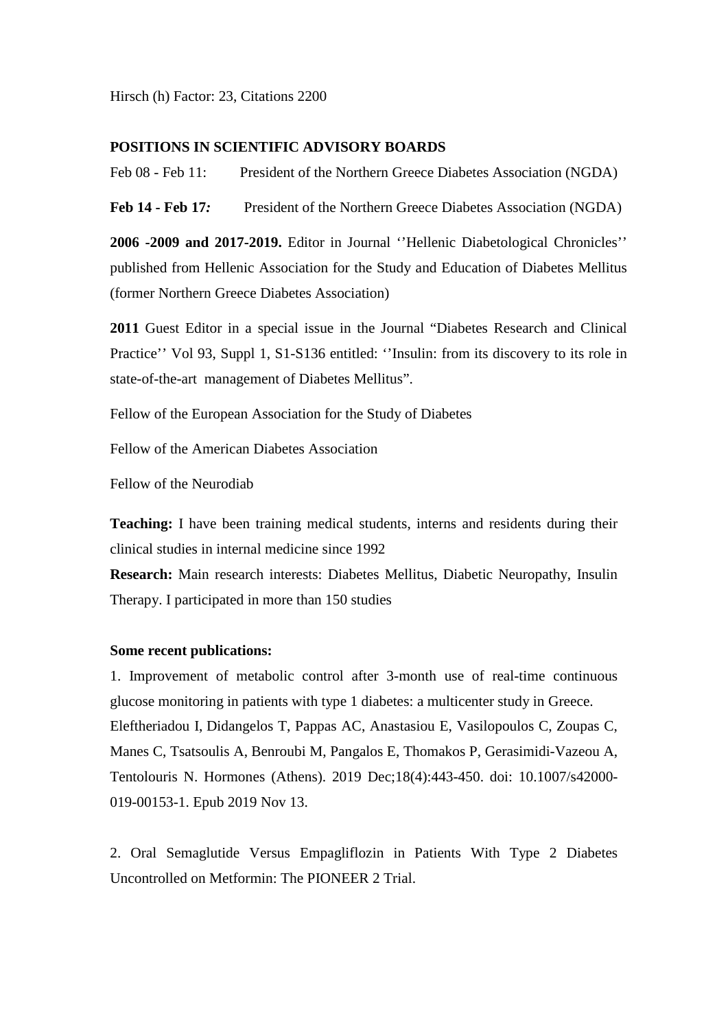Hirsch (h) Factor: 23, Citations 2200

**POSITIONS IN SCIENTIFIC ADVISORY BOARDS**

Feb 08 - Feb 11: President of the Northern Greece Diabetes Association (NGDA)

**Feb 14 - Feb 17*:*** President of the Northern Greece Diabetes Association (NGDA)

**2006 -2009 and 2017-2019.** Editor in Journal ''Hellenic Diabetological Chronicles'' published from Hellenic Association for the Study and Education of Diabetes Mellitus (former Northern Greece Diabetes Association)

**2011** Guest Editor in a special issue in the Journal "Diabetes Research and Clinical Practice'' Vol 93, Suppl 1, S1-S136 entitled: ''Insulin: from its discovery to its role in state-of-the-art management of Diabetes Mellitus".

Fellow of the European Association for the Study of Diabetes

Fellow of the American Diabetes Association

Fellow of the Neurodiab

**Teaching:** I have been training medical students, interns and residents during their clinical studies in internal medicine since 1992

**Research:** Main research interests: Diabetes Mellitus, Diabetic Neuropathy, Insulin Therapy. I participated in more than 150 studies

**Some recent publications:**

1. Improvement of metabolic control after 3-month use of real-time continuous glucose monitoring in patients with type 1 diabetes: a multicenter study in Greece. Eleftheriadou I, Didangelos T, Pappas AC, Anastasiou E, Vasilopoulos C, Zoupas C, Manes C, Tsatsoulis A, Benroubi M, Pangalos E, Thomakos P, Gerasimidi-Vazeou A, Tentolouris N. Hormones (Athens). 2019 Dec;18(4):443-450. doi: 10.1007/s42000-019-00153-1. Epub 2019 Nov 13.

2. Oral Semaglutide Versus Empagliflozin in Patients With Type 2 Diabetes Uncontrolled on Metformin: The PIONEER 2 Trial.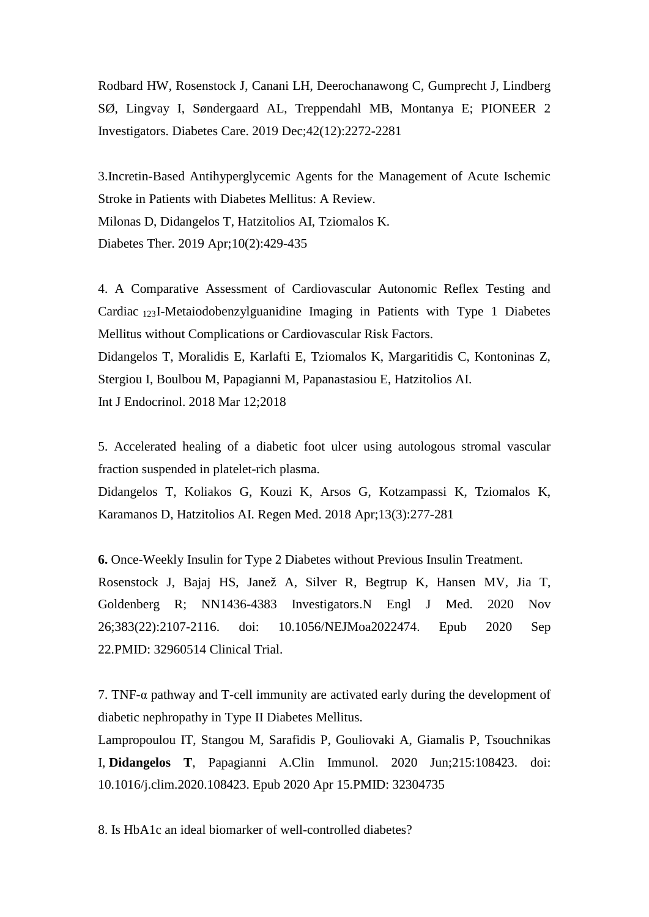Rodbard HW, Rosenstock J, Canani LH, Deerochanawong C, Gumprecht J, Lindberg SØ, Lingvay I, Søndergaard AL, Treppendahl MB, Montanya E; PIONEER 2 Investigators. Diabetes Care. 2019 Dec;42(12):2272-2281

3.Incretin-Based Antihyperglycemic Agents for the Management of Acute Ischemic Stroke in Patients with Diabetes Mellitus: A Review.
Milonas D, Didangelos T, Hatzitolios AI, Tziomalos K.
Diabetes Ther. 2019 Apr;10(2):429-435

4. A Comparative Assessment of Cardiovascular Autonomic Reflex Testing and Cardiac $_{123}$I-Metaiodobenzylguanidine Imaging in Patients with Type 1 Diabetes Mellitus without Complications or Cardiovascular Risk Factors.
Didangelos T, Moralidis E, Karlafti E, Tziomalos K, Margaritidis C, Kontoninas Z, Stergiou I, Boulbou M, Papagianni M, Papanastasiou E, Hatzitolios AI.
Int J Endocrinol. 2018 Mar 12;2018

5. Accelerated healing of a diabetic foot ulcer using autologous stromal vascular fraction suspended in platelet-rich plasma.
Didangelos T, Koliakos G, Kouzi K, Arsos G, Kotzampassi K, Tziomalos K, Karamanos D, Hatzitolios AI. Regen Med. 2018 Apr;13(3):277-281

**6.** Once-Weekly Insulin for Type 2 Diabetes without Previous Insulin Treatment.
Rosenstock J, Bajaj HS, Janež A, Silver R, Begtrup K, Hansen MV, Jia T, Goldenberg R; NN1436-4383 Investigators.N Engl J Med. 2020 Nov 26;383(22):2107-2116. doi: 10.1056/NEJMoa2022474. Epub 2020 Sep 22.PMID: 32960514 Clinical Trial.

7. TNF-α pathway and T-cell immunity are activated early during the development of diabetic nephropathy in Type II Diabetes Mellitus.
Lampropoulou IT, Stangou M, Sarafidis P, Gouliovaki A, Giamalis P, Tsouchnikas I, **Didangelos T**, Papagianni A.Clin Immunol. 2020 Jun;215:108423. doi: 10.1016/j.clim.2020.108423. Epub 2020 Apr 15.PMID: 32304735

8. Is HbA1c an ideal biomarker of well-controlled diabetes?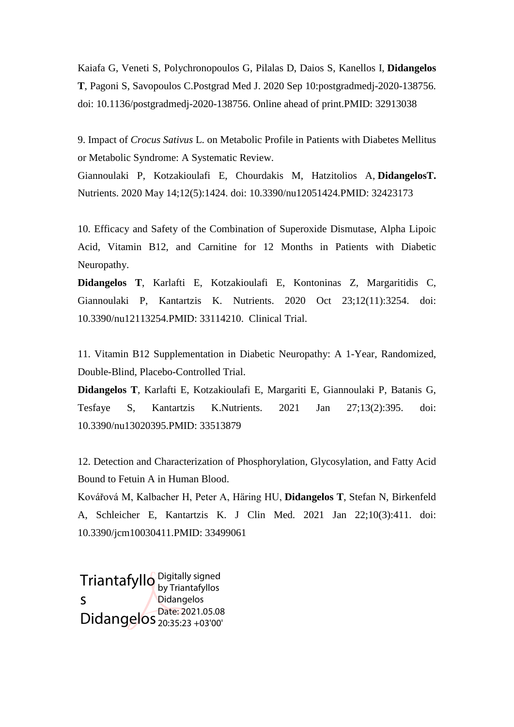Kaiafa G, Veneti S, Polychronopoulos G, Pilalas D, Daios S, Kanellos I, **Didangelos T**, Pagoni S, Savopoulos C.Postgrad Med J. 2020 Sep 10:postgradmedj-2020-138756. doi: 10.1136/postgradmedj-2020-138756. Online ahead of print.PMID: 32913038

9. Impact of *Crocus Sativus* L. on Metabolic Profile in Patients with Diabetes Mellitus or Metabolic Syndrome: A Systematic Review.
Giannoulaki P, Kotzakioulafi E, Chourdakis M, Hatzitolios A, **DidangelosT.** Nutrients. 2020 May 14;12(5):1424. doi: 10.3390/nu12051424.PMID: 32423173

10. Efficacy and Safety of the Combination of Superoxide Dismutase, Alpha Lipoic Acid, Vitamin B12, and Carnitine for 12 Months in Patients with Diabetic Neuropathy.
**Didangelos T**, Karlafti E, Kotzakioulafi E, Kontoninas Z, Margaritidis C, Giannoulaki P, Kantartzis K. Nutrients. 2020 Oct 23;12(11):3254. doi: 10.3390/nu12113254.PMID: 33114210. Clinical Trial.

11. Vitamin B12 Supplementation in Diabetic Neuropathy: A 1-Year, Randomized, Double-Blind, Placebo-Controlled Trial.
**Didangelos T**, Karlafti E, Kotzakioulafi E, Margariti E, Giannoulaki P, Batanis G, Tesfaye S, Kantartzis K.Nutrients. 2021 Jan 27;13(2):395. doi: 10.3390/nu13020395.PMID: 33513879

12. Detection and Characterization of Phosphorylation, Glycosylation, and Fatty Acid Bound to Fetuin A in Human Blood.
Kovářová M, Kalbacher H, Peter A, Häring HU, **Didangelos T**, Stefan N, Birkenfeld A, Schleicher E, Kantartzis K. J Clin Med. 2021 Jan 22;10(3):411. doi: 10.3390/jcm10030411.PMID: 33499061

Triantafyllos Didangelos

Digitally signed by Triantafyllos Didangelos
Date: 2021.05.08 20:35:23 +03'00'